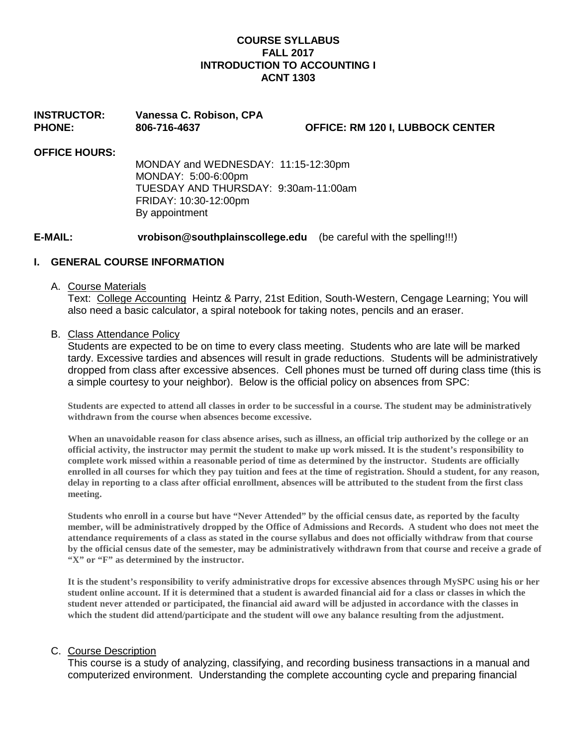**COURSE SYLLABUS**
**FALL 2017**
**INTRODUCTION TO ACCOUNTING I**
**ACNT 1303**

**INSTRUCTOR:** **Vanessa C. Robison, CPA**
**PHONE:** **806-716-4637** **OFFICE: RM 120 I, LUBBOCK CENTER**

**OFFICE HOURS:**

MONDAY and WEDNESDAY: 11:15-12:30pm
MONDAY: 5:00-6:00pm
TUESDAY AND THURSDAY: 9:30am-11:00am
FRIDAY: 10:30-12:00pm
By appointment

**E-MAIL:** **vrobison@southplainscollege.edu** (be careful with the spelling!!!)

## I. GENERAL COURSE INFORMATION

A. Course Materials

Text: College Accounting Heintz & Parry, 21st Edition, South-Western, Cengage Learning; You will also need a basic calculator, a spiral notebook for taking notes, pencils and an eraser.

B. Class Attendance Policy

Students are expected to be on time to every class meeting. Students who are late will be marked tardy. Excessive tardies and absences will result in grade reductions. Students will be administratively dropped from class after excessive absences. Cell phones must be turned off during class time (this is a simple courtesy to your neighbor). Below is the official policy on absences from SPC:

**Students are expected to attend all classes in order to be successful in a course. The student may be administratively withdrawn from the course when absences become excessive.**

**When an unavoidable reason for class absence arises, such as illness, an official trip authorized by the college or an official activity, the instructor may permit the student to make up work missed. It is the student's responsibility to complete work missed within a reasonable period of time as determined by the instructor. Students are officially enrolled in all courses for which they pay tuition and fees at the time of registration. Should a student, for any reason, delay in reporting to a class after official enrollment, absences will be attributed to the student from the first class meeting.**

**Students who enroll in a course but have "Never Attended" by the official census date, as reported by the faculty member, will be administratively dropped by the Office of Admissions and Records. A student who does not meet the attendance requirements of a class as stated in the course syllabus and does not officially withdraw from that course by the official census date of the semester, may be administratively withdrawn from that course and receive a grade of "X" or "F" as determined by the instructor.**

**It is the student's responsibility to verify administrative drops for excessive absences through MySPC using his or her student online account. If it is determined that a student is awarded financial aid for a class or classes in which the student never attended or participated, the financial aid award will be adjusted in accordance with the classes in which the student did attend/participate and the student will owe any balance resulting from the adjustment.**

C. Course Description

This course is a study of analyzing, classifying, and recording business transactions in a manual and computerized environment. Understanding the complete accounting cycle and preparing financial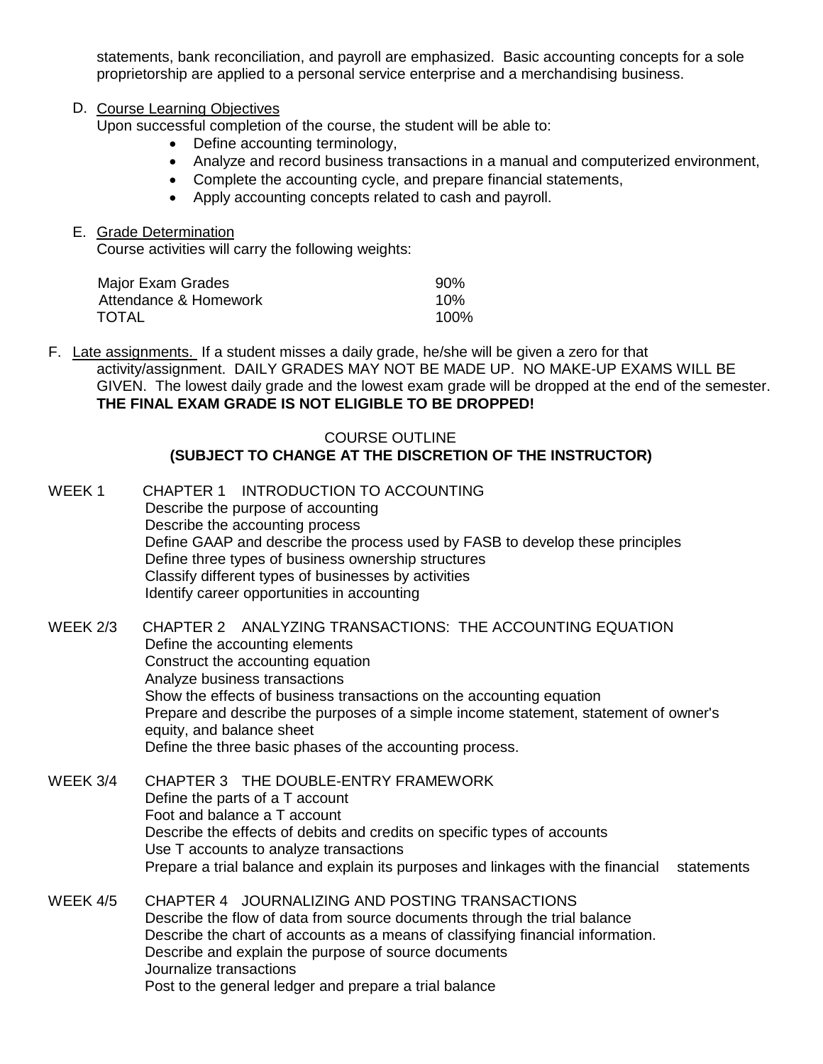statements, bank reconciliation, and payroll are emphasized. Basic accounting concepts for a sole proprietorship are applied to a personal service enterprise and a merchandising business.

D. Course Learning Objectives

Upon successful completion of the course, the student will be able to:

- Define accounting terminology,
- Analyze and record business transactions in a manual and computerized environment,
- Complete the accounting cycle, and prepare financial statements,
- Apply accounting concepts related to cash and payroll.

E. Grade Determination

Course activities will carry the following weights:

| | |
|---|---|
| Major Exam Grades | 90% |
| Attendance & Homework | 10% |
| TOTAL | 100% |

F. Late assignments. If a student misses a daily grade, he/she will be given a zero for that activity/assignment. DAILY GRADES MAY NOT BE MADE UP. NO MAKE-UP EXAMS WILL BE GIVEN. The lowest daily grade and the lowest exam grade will be dropped at the end of the semester. **THE FINAL EXAM GRADE IS NOT ELIGIBLE TO BE DROPPED!**

## COURSE OUTLINE
## (SUBJECT TO CHANGE AT THE DISCRETION OF THE INSTRUCTOR)

WEEK 1 CHAPTER 1 INTRODUCTION TO ACCOUNTING

Describe the purpose of accounting
Describe the accounting process
Define GAAP and describe the process used by FASB to develop these principles
Define three types of business ownership structures
Classify different types of businesses by activities
Identify career opportunities in accounting

WEEK 2/3 CHAPTER 2 ANALYZING TRANSACTIONS: THE ACCOUNTING EQUATION

Define the accounting elements
Construct the accounting equation
Analyze business transactions
Show the effects of business transactions on the accounting equation
Prepare and describe the purposes of a simple income statement, statement of owner's equity, and balance sheet
Define the three basic phases of the accounting process.

WEEK 3/4 CHAPTER 3 THE DOUBLE-ENTRY FRAMEWORK

Define the parts of a T account
Foot and balance a T account
Describe the effects of debits and credits on specific types of accounts
Use T accounts to analyze transactions
Prepare a trial balance and explain its purposes and linkages with the financial statements

WEEK 4/5 CHAPTER 4 JOURNALIZING AND POSTING TRANSACTIONS

Describe the flow of data from source documents through the trial balance
Describe the chart of accounts as a means of classifying financial information.
Describe and explain the purpose of source documents
Journalize transactions
Post to the general ledger and prepare a trial balance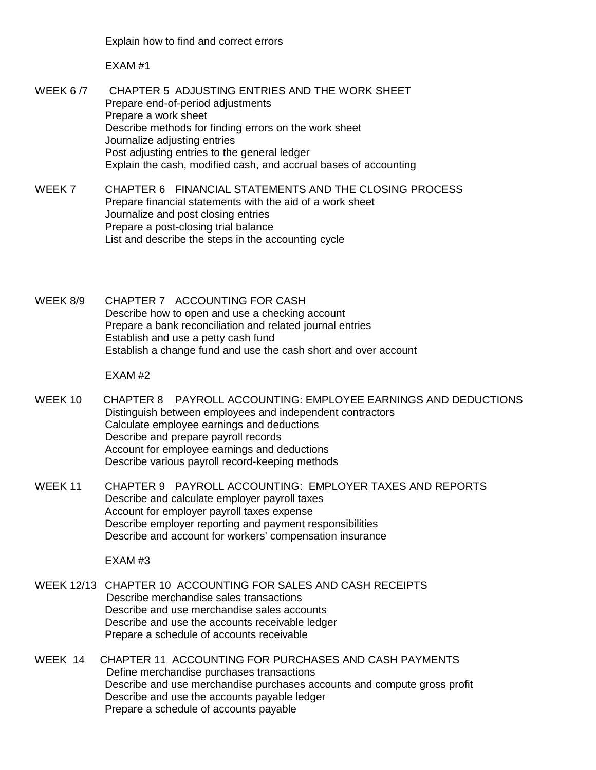Explain how to find and correct errors

EXAM #1

WEEK 6 /7 CHAPTER 5 ADJUSTING ENTRIES AND THE WORK SHEET
- Prepare end-of-period adjustments
- Prepare a work sheet
- Describe methods for finding errors on the work sheet
- Journalize adjusting entries
- Post adjusting entries to the general ledger
- Explain the cash, modified cash, and accrual bases of accounting

WEEK 7 CHAPTER 6 FINANCIAL STATEMENTS AND THE CLOSING PROCESS
- Prepare financial statements with the aid of a work sheet
- Journalize and post closing entries
- Prepare a post-closing trial balance
- List and describe the steps in the accounting cycle

WEEK 8/9 CHAPTER 7 ACCOUNTING FOR CASH
- Describe how to open and use a checking account
- Prepare a bank reconciliation and related journal entries
- Establish and use a petty cash fund
- Establish a change fund and use the cash short and over account

EXAM #2

WEEK 10 CHAPTER 8 PAYROLL ACCOUNTING: EMPLOYEE EARNINGS AND DEDUCTIONS
- Distinguish between employees and independent contractors
- Calculate employee earnings and deductions
- Describe and prepare payroll records
- Account for employee earnings and deductions
- Describe various payroll record-keeping methods

WEEK 11 CHAPTER 9 PAYROLL ACCOUNTING: EMPLOYER TAXES AND REPORTS
- Describe and calculate employer payroll taxes
- Account for employer payroll taxes expense
- Describe employer reporting and payment responsibilities
- Describe and account for workers' compensation insurance

EXAM #3

WEEK 12/13 CHAPTER 10 ACCOUNTING FOR SALES AND CASH RECEIPTS
- Describe merchandise sales transactions
- Describe and use merchandise sales accounts
- Describe and use the accounts receivable ledger
- Prepare a schedule of accounts receivable

WEEK 14 CHAPTER 11 ACCOUNTING FOR PURCHASES AND CASH PAYMENTS
- Define merchandise purchases transactions
- Describe and use merchandise purchases accounts and compute gross profit
- Describe and use the accounts payable ledger
- Prepare a schedule of accounts payable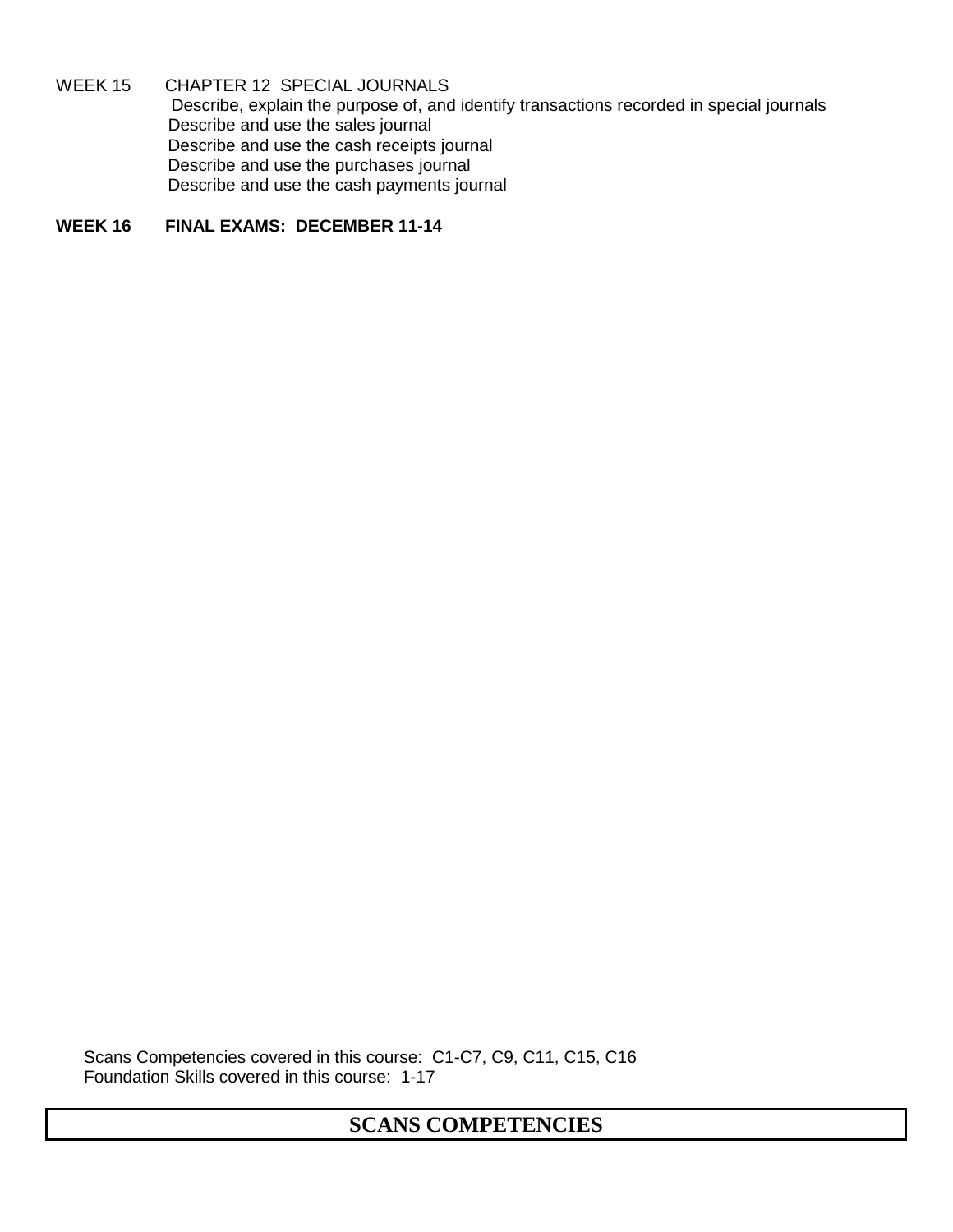WEEK 15 CHAPTER 12 SPECIAL JOURNALS

- Describe, explain the purpose of, and identify transactions recorded in special journals
- Describe and use the sales journal
- Describe and use the cash receipts journal
- Describe and use the purchases journal
- Describe and use the cash payments journal

**WEEK 16 FINAL EXAMS: DECEMBER 11-14**

Scans Competencies covered in this course: C1-C7, C9, C11, C15, C16
Foundation Skills covered in this course: 1-17

## SCANS COMPETENCIES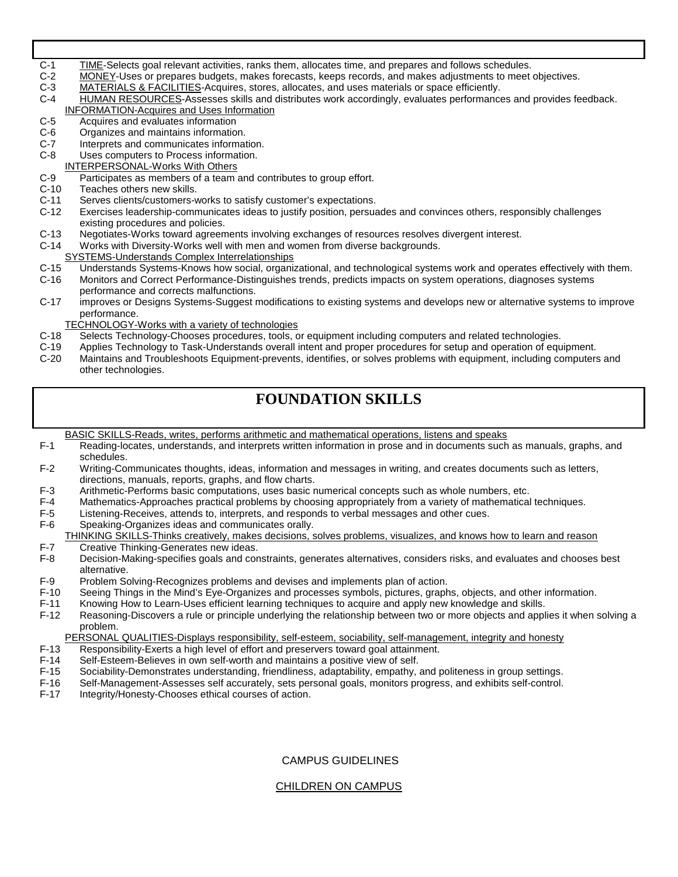- C-1 TIME-Selects goal relevant activities, ranks them, allocates time, and prepares and follows schedules.
- C-2 MONEY-Uses or prepares budgets, makes forecasts, keeps records, and makes adjustments to meet objectives.
- C-3 MATERIALS & FACILITIES-Acquires, stores, allocates, and uses materials or space efficiently.
- C-4 HUMAN RESOURCES-Assesses skills and distributes work accordingly, evaluates performances and provides feedback.

INFORMATION-Acquires and Uses Information

- C-5 Acquires and evaluates information
- C-6 Organizes and maintains information.
- C-7 Interprets and communicates information.
- C-8 Uses computers to Process information.

INTERPERSONAL-Works With Others

- C-9 Participates as members of a team and contributes to group effort.
- C-10 Teaches others new skills.
- C-11 Serves clients/customers-works to satisfy customer's expectations.
- C-12 Exercises leadership-communicates ideas to justify position, persuades and convinces others, responsibly challenges existing procedures and policies.
- C-13 Negotiates-Works toward agreements involving exchanges of resources resolves divergent interest.
- C-14 Works with Diversity-Works well with men and women from diverse backgrounds.

SYSTEMS-Understands Complex Interrelationships

- C-15 Understands Systems-Knows how social, organizational, and technological systems work and operates effectively with them.
- C-16 Monitors and Correct Performance-Distinguishes trends, predicts impacts on system operations, diagnoses systems performance and corrects malfunctions.
- C-17 improves or Designs Systems-Suggest modifications to existing systems and develops new or alternative systems to improve performance.

TECHNOLOGY-Works with a variety of technologies

- C-18 Selects Technology-Chooses procedures, tools, or equipment including computers and related technologies.
- C-19 Applies Technology to Task-Understands overall intent and proper procedures for setup and operation of equipment.
- C-20 Maintains and Troubleshoots Equipment-prevents, identifies, or solves problems with equipment, including computers and other technologies.

# FOUNDATION SKILLS

BASIC SKILLS-Reads, writes, performs arithmetic and mathematical operations, listens and speaks

- F-1 Reading-locates, understands, and interprets written information in prose and in documents such as manuals, graphs, and schedules.
- F-2 Writing-Communicates thoughts, ideas, information and messages in writing, and creates documents such as letters, directions, manuals, reports, graphs, and flow charts.
- F-3 Arithmetic-Performs basic computations, uses basic numerical concepts such as whole numbers, etc.
- F-4 Mathematics-Approaches practical problems by choosing appropriately from a variety of mathematical techniques.
- F-5 Listening-Receives, attends to, interprets, and responds to verbal messages and other cues.
- F-6 Speaking-Organizes ideas and communicates orally.

THINKING SKILLS-Thinks creatively, makes decisions, solves problems, visualizes, and knows how to learn and reason

- F-7 Creative Thinking-Generates new ideas.
- F-8 Decision-Making-specifies goals and constraints, generates alternatives, considers risks, and evaluates and chooses best alternative.
- F-9 Problem Solving-Recognizes problems and devises and implements plan of action.
- F-10 Seeing Things in the Mind's Eye-Organizes and processes symbols, pictures, graphs, objects, and other information.
- F-11 Knowing How to Learn-Uses efficient learning techniques to acquire and apply new knowledge and skills.
- F-12 Reasoning-Discovers a rule or principle underlying the relationship between two or more objects and applies it when solving a problem.

PERSONAL QUALITIES-Displays responsibility, self-esteem, sociability, self-management, integrity and honesty

- F-13 Responsibility-Exerts a high level of effort and preservers toward goal attainment.
- F-14 Self-Esteem-Believes in own self-worth and maintains a positive view of self.
- F-15 Sociability-Demonstrates understanding, friendliness, adaptability, empathy, and politeness in group settings.
- F-16 Self-Management-Assesses self accurately, sets personal goals, monitors progress, and exhibits self-control.
- F-17 Integrity/Honesty-Chooses ethical courses of action.

## CAMPUS GUIDELINES

### CHILDREN ON CAMPUS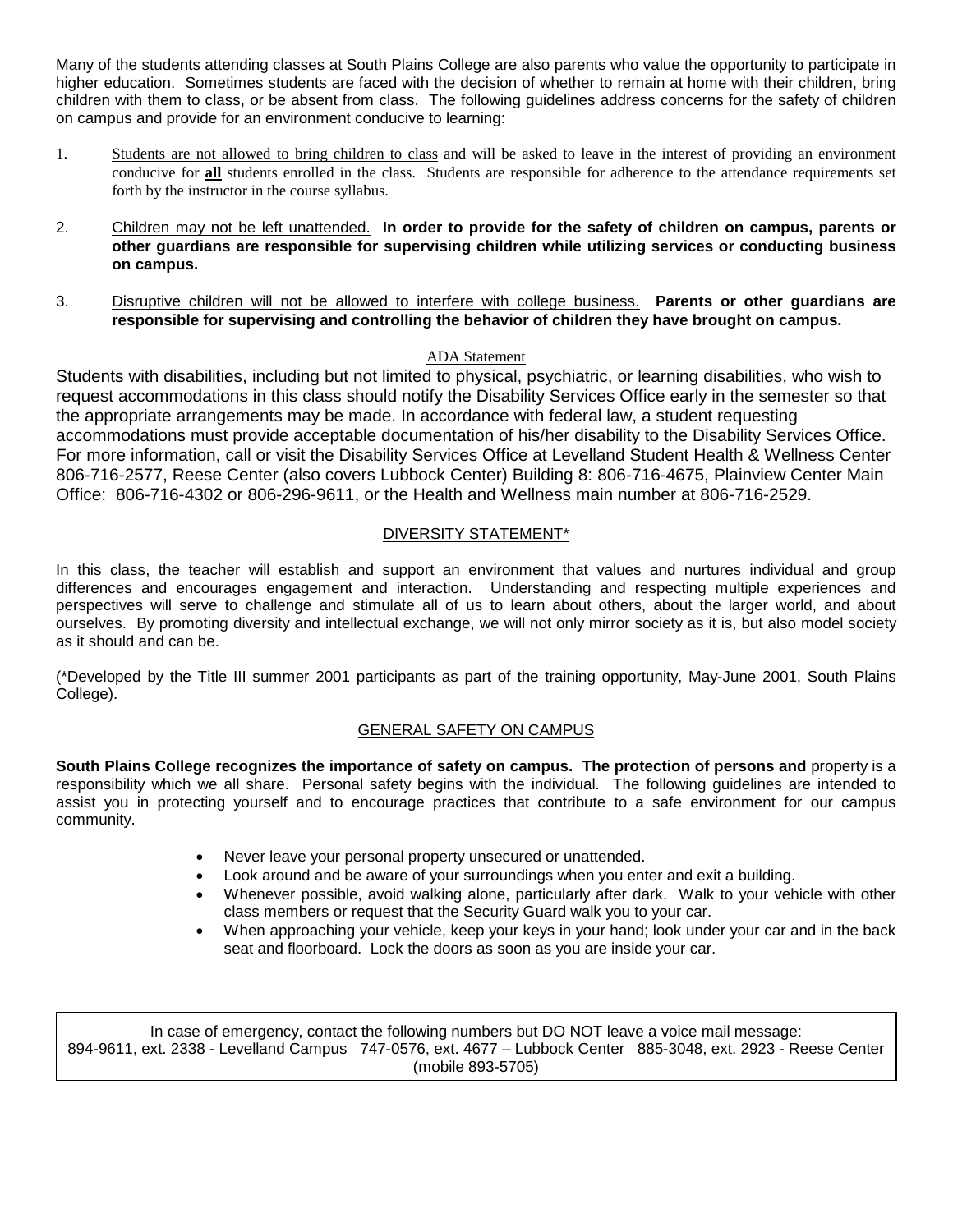Many of the students attending classes at South Plains College are also parents who value the opportunity to participate in higher education. Sometimes students are faced with the decision of whether to remain at home with their children, bring children with them to class, or be absent from class. The following guidelines address concerns for the safety of children on campus and provide for an environment conducive to learning:

1. Students are not allowed to bring children to class and will be asked to leave in the interest of providing an environment conducive for **all** students enrolled in the class. Students are responsible for adherence to the attendance requirements set forth by the instructor in the course syllabus.

2. Children may not be left unattended. **In order to provide for the safety of children on campus, parents or other guardians are responsible for supervising children while utilizing services or conducting business on campus.**

3. Disruptive children will not be allowed to interfere with college business. **Parents or other guardians are responsible for supervising and controlling the behavior of children they have brought on campus.**

## ADA Statement

Students with disabilities, including but not limited to physical, psychiatric, or learning disabilities, who wish to request accommodations in this class should notify the Disability Services Office early in the semester so that the appropriate arrangements may be made. In accordance with federal law, a student requesting accommodations must provide acceptable documentation of his/her disability to the Disability Services Office. For more information, call or visit the Disability Services Office at Levelland Student Health & Wellness Center 806-716-2577, Reese Center (also covers Lubbock Center) Building 8: 806-716-4675, Plainview Center Main Office: 806-716-4302 or 806-296-9611, or the Health and Wellness main number at 806-716-2529.

## DIVERSITY STATEMENT*

In this class, the teacher will establish and support an environment that values and nurtures individual and group differences and encourages engagement and interaction. Understanding and respecting multiple experiences and perspectives will serve to challenge and stimulate all of us to learn about others, about the larger world, and about ourselves. By promoting diversity and intellectual exchange, we will not only mirror society as it is, but also model society as it should and can be.

(*Developed by the Title III summer 2001 participants as part of the training opportunity, May-June 2001, South Plains College).

## GENERAL SAFETY ON CAMPUS

**South Plains College recognizes the importance of safety on campus. The protection of persons and** property is a responsibility which we all share. Personal safety begins with the individual. The following guidelines are intended to assist you in protecting yourself and to encourage practices that contribute to a safe environment for our campus community.

- Never leave your personal property unsecured or unattended.
- Look around and be aware of your surroundings when you enter and exit a building.
- Whenever possible, avoid walking alone, particularly after dark. Walk to your vehicle with other class members or request that the Security Guard walk you to your car.
- When approaching your vehicle, keep your keys in your hand; look under your car and in the back seat and floorboard. Lock the doors as soon as you are inside your car.

In case of emergency, contact the following numbers but DO NOT leave a voice mail message:
894-9611, ext. 2338 - Levelland Campus 747-0576, ext. 4677 – Lubbock Center 885-3048, ext. 2923 - Reese Center (mobile 893-5705)